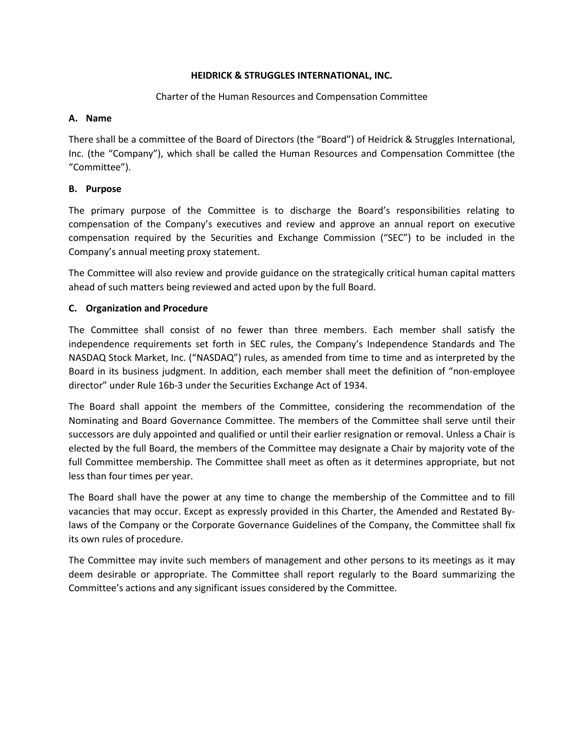# HEIDRICK & STRUGGLES INTERNATIONAL, INC.

Charter of the Human Resources and Compensation Committee

## A. Name

There shall be a committee of the Board of Directors (the "Board") of Heidrick & Struggles International, Inc. (the "Company"), which shall be called the Human Resources and Compensation Committee (the "Committee").

## B. Purpose

The primary purpose of the Committee is to discharge the Board's responsibilities relating to compensation of the Company's executives and review and approve an annual report on executive compensation required by the Securities and Exchange Commission ("SEC") to be included in the Company's annual meeting proxy statement.

The Committee will also review and provide guidance on the strategically critical human capital matters ahead of such matters being reviewed and acted upon by the full Board.

## C. Organization and Procedure

The Committee shall consist of no fewer than three members. Each member shall satisfy the independence requirements set forth in SEC rules, the Company's Independence Standards and The NASDAQ Stock Market, Inc. ("NASDAQ") rules, as amended from time to time and as interpreted by the Board in its business judgment. In addition, each member shall meet the definition of "non-employee director" under Rule 16b-3 under the Securities Exchange Act of 1934.

The Board shall appoint the members of the Committee, considering the recommendation of the Nominating and Board Governance Committee. The members of the Committee shall serve until their successors are duly appointed and qualified or until their earlier resignation or removal. Unless a Chair is elected by the full Board, the members of the Committee may designate a Chair by majority vote of the full Committee membership. The Committee shall meet as often as it determines appropriate, but not less than four times per year.

The Board shall have the power at any time to change the membership of the Committee and to fill vacancies that may occur. Except as expressly provided in this Charter, the Amended and Restated By-laws of the Company or the Corporate Governance Guidelines of the Company, the Committee shall fix its own rules of procedure.

The Committee may invite such members of management and other persons to its meetings as it may deem desirable or appropriate. The Committee shall report regularly to the Board summarizing the Committee's actions and any significant issues considered by the Committee.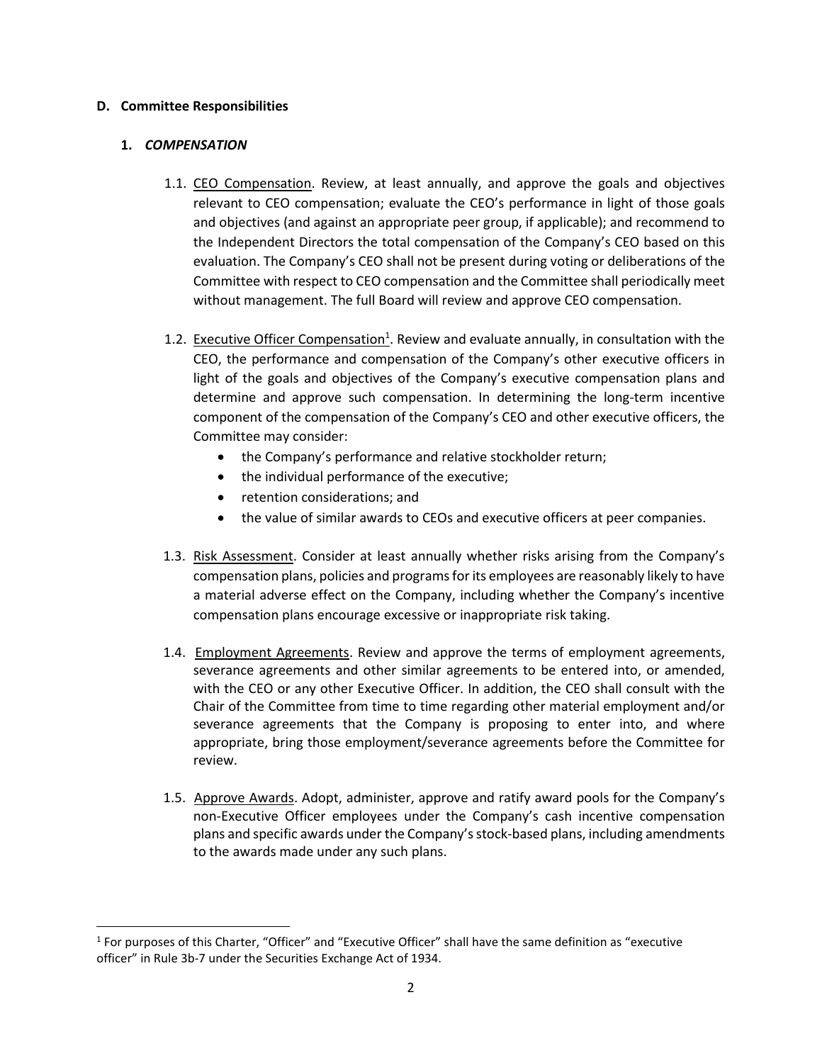**D. Committee Responsibilities**

**1. *COMPENSATION***

1.1. <u>CEO Compensation</u>. Review, at least annually, and approve the goals and objectives relevant to CEO compensation; evaluate the CEO's performance in light of those goals and objectives (and against an appropriate peer group, if applicable); and recommend to the Independent Directors the total compensation of the Company's CEO based on this evaluation. The Company's CEO shall not be present during voting or deliberations of the Committee with respect to CEO compensation and the Committee shall periodically meet without management. The full Board will review and approve CEO compensation.

1.2. <u>Executive Officer Compensation</u>[1]. Review and evaluate annually, in consultation with the CEO, the performance and compensation of the Company's other executive officers in light of the goals and objectives of the Company's executive compensation plans and determine and approve such compensation. In determining the long-term incentive component of the compensation of the Company's CEO and other executive officers, the Committee may consider:

- the Company's performance and relative stockholder return;
- the individual performance of the executive;
- retention considerations; and
- the value of similar awards to CEOs and executive officers at peer companies.

1.3. <u>Risk Assessment</u>. Consider at least annually whether risks arising from the Company's compensation plans, policies and programs for its employees are reasonably likely to have a material adverse effect on the Company, including whether the Company's incentive compensation plans encourage excessive or inappropriate risk taking.

1.4. <u>Employment Agreements</u>. Review and approve the terms of employment agreements, severance agreements and other similar agreements to be entered into, or amended, with the CEO or any other Executive Officer. In addition, the CEO shall consult with the Chair of the Committee from time to time regarding other material employment and/or severance agreements that the Company is proposing to enter into, and where appropriate, bring those employment/severance agreements before the Committee for review.

1.5. <u>Approve Awards</u>. Adopt, administer, approve and ratify award pools for the Company's non-Executive Officer employees under the Company's cash incentive compensation plans and specific awards under the Company's stock-based plans, including amendments to the awards made under any such plans.

---

[1] For purposes of this Charter, "Officer" and "Executive Officer" shall have the same definition as "executive officer" in Rule 3b-7 under the Securities Exchange Act of 1934.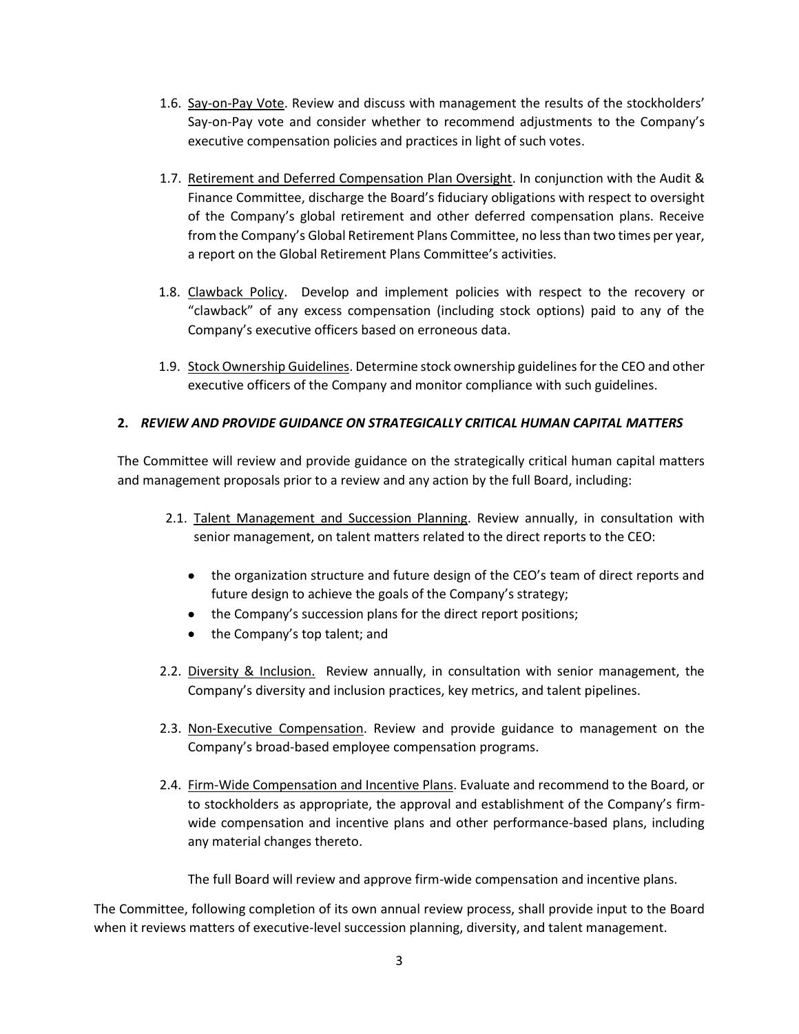1.6. Say-on-Pay Vote. Review and discuss with management the results of the stockholders' Say-on-Pay vote and consider whether to recommend adjustments to the Company's executive compensation policies and practices in light of such votes.

1.7. Retirement and Deferred Compensation Plan Oversight. In conjunction with the Audit & Finance Committee, discharge the Board's fiduciary obligations with respect to oversight of the Company's global retirement and other deferred compensation plans. Receive from the Company's Global Retirement Plans Committee, no less than two times per year, a report on the Global Retirement Plans Committee's activities.

1.8. Clawback Policy. Develop and implement policies with respect to the recovery or "clawback" of any excess compensation (including stock options) paid to any of the Company's executive officers based on erroneous data.

1.9. Stock Ownership Guidelines. Determine stock ownership guidelines for the CEO and other executive officers of the Company and monitor compliance with such guidelines.

**2.** ***REVIEW AND PROVIDE GUIDANCE ON STRATEGICALLY CRITICAL HUMAN CAPITAL MATTERS***

The Committee will review and provide guidance on the strategically critical human capital matters and management proposals prior to a review and any action by the full Board, including:

2.1. Talent Management and Succession Planning. Review annually, in consultation with senior management, on talent matters related to the direct reports to the CEO:

- the organization structure and future design of the CEO's team of direct reports and future design to achieve the goals of the Company's strategy;
- the Company's succession plans for the direct report positions;
- the Company's top talent; and

2.2. Diversity & Inclusion. Review annually, in consultation with senior management, the Company's diversity and inclusion practices, key metrics, and talent pipelines.

2.3. Non-Executive Compensation. Review and provide guidance to management on the Company's broad-based employee compensation programs.

2.4. Firm-Wide Compensation and Incentive Plans. Evaluate and recommend to the Board, or to stockholders as appropriate, the approval and establishment of the Company's firm-wide compensation and incentive plans and other performance-based plans, including any material changes thereto.

The full Board will review and approve firm-wide compensation and incentive plans.

The Committee, following completion of its own annual review process, shall provide input to the Board when it reviews matters of executive-level succession planning, diversity, and talent management.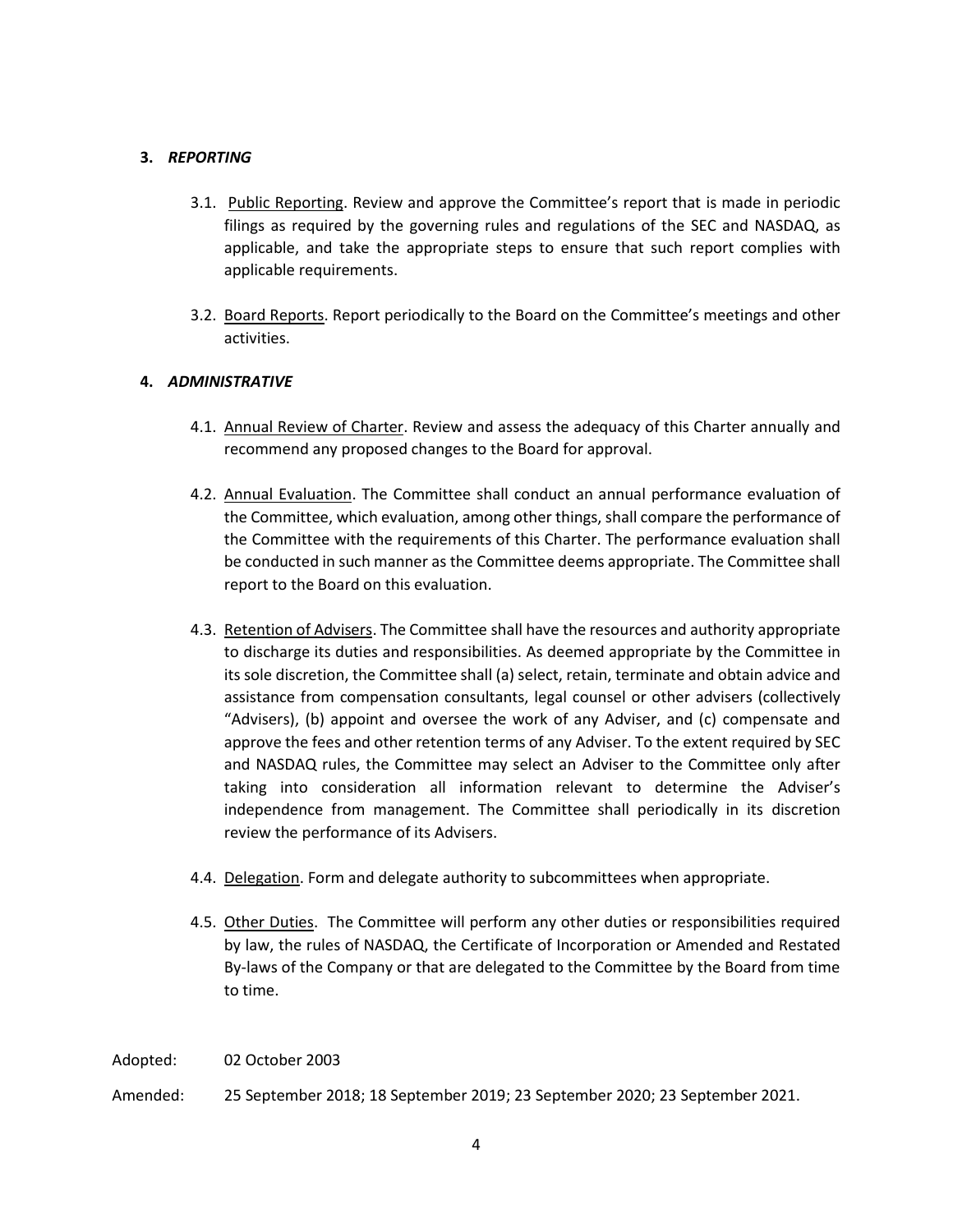**3.** ***REPORTING***

3.1. Public Reporting. Review and approve the Committee's report that is made in periodic filings as required by the governing rules and regulations of the SEC and NASDAQ, as applicable, and take the appropriate steps to ensure that such report complies with applicable requirements.

3.2. Board Reports. Report periodically to the Board on the Committee's meetings and other activities.

**4.** ***ADMINISTRATIVE***

4.1. Annual Review of Charter. Review and assess the adequacy of this Charter annually and recommend any proposed changes to the Board for approval.

4.2. Annual Evaluation. The Committee shall conduct an annual performance evaluation of the Committee, which evaluation, among other things, shall compare the performance of the Committee with the requirements of this Charter. The performance evaluation shall be conducted in such manner as the Committee deems appropriate. The Committee shall report to the Board on this evaluation.

4.3. Retention of Advisers. The Committee shall have the resources and authority appropriate to discharge its duties and responsibilities. As deemed appropriate by the Committee in its sole discretion, the Committee shall (a) select, retain, terminate and obtain advice and assistance from compensation consultants, legal counsel or other advisers (collectively "Advisers), (b) appoint and oversee the work of any Adviser, and (c) compensate and approve the fees and other retention terms of any Adviser. To the extent required by SEC and NASDAQ rules, the Committee may select an Adviser to the Committee only after taking into consideration all information relevant to determine the Adviser's independence from management. The Committee shall periodically in its discretion review the performance of its Advisers.

4.4. Delegation. Form and delegate authority to subcommittees when appropriate.

4.5. Other Duties. The Committee will perform any other duties or responsibilities required by law, the rules of NASDAQ, the Certificate of Incorporation or Amended and Restated By-laws of the Company or that are delegated to the Committee by the Board from time to time.

Adopted: 02 October 2003

Amended: 25 September 2018; 18 September 2019; 23 September 2020; 23 September 2021.